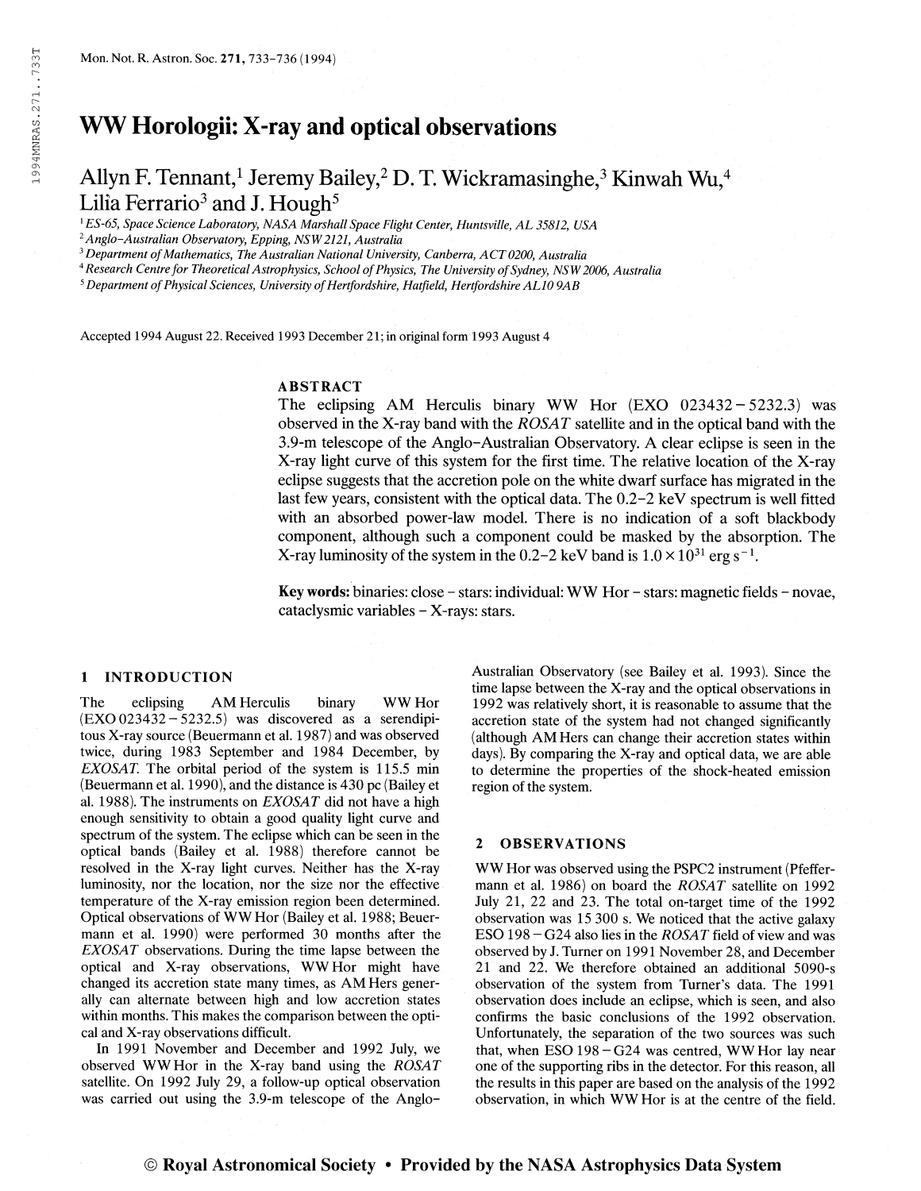# WW Horologii: X-ray and optical observations

Allyn F. Tennant,[1] Jeremy Bailey,[2] D. T. Wickramasinghe,[3] Kinwah Wu,[4] Lilia Ferrario[3] and J. Hough[5]

[1] *ES-65, Space Science Laboratory, NASA Marshall Space Flight Center, Huntsville, AL 35812, USA*
[2] *Anglo-Australian Observatory, Epping, NSW 2121, Australia*
[3] *Department of Mathematics, The Australian National University, Canberra, ACT 0200, Australia*
[4] *Research Centre for Theoretical Astrophysics, School of Physics, The University of Sydney, NSW 2006, Australia*
[5] *Department of Physical Sciences, University of Hertfordshire, Hatfield, Hertfordshire AL10 9AB*

Accepted 1994 August 22. Received 1993 December 21; in original form 1993 August 4

## ABSTRACT

The eclipsing AM Herculis binary WW Hor (EXO 023432 − 5232.3) was observed in the X-ray band with the *ROSAT* satellite and in the optical band with the 3.9-m telescope of the Anglo-Australian Observatory. A clear eclipse is seen in the X-ray light curve of this system for the first time. The relative location of the X-ray eclipse suggests that the accretion pole on the white dwarf surface has migrated in the last few years, consistent with the optical data. The 0.2–2 keV spectrum is well fitted with an absorbed power-law model. There is no indication of a soft blackbody component, although such a component could be masked by the absorption. The X-ray luminosity of the system in the 0.2–2 keV band is $1.0 \times 10^{31}$ erg s$^{-1}$.

**Key words:** binaries: close – stars: individual: WW Hor – stars: magnetic fields – novae, cataclysmic variables – X-rays: stars.

## 1 INTRODUCTION

The eclipsing AM Herculis binary WW Hor (EXO 023432 − 5232.5) was discovered as a serendipitous X-ray source (Beuermann et al. 1987) and was observed twice, during 1983 September and 1984 December, by *EXOSAT*. The orbital period of the system is 115.5 min (Beuermann et al. 1990), and the distance is 430 pc (Bailey et al. 1988). The instruments on *EXOSAT* did not have a high enough sensitivity to obtain a good quality light curve and spectrum of the system. The eclipse which can be seen in the optical bands (Bailey et al. 1988) therefore cannot be resolved in the X-ray light curves. Neither has the X-ray luminosity, nor the location, nor the size nor the effective temperature of the X-ray emission region been determined. Optical observations of WW Hor (Bailey et al. 1988; Beuermann et al. 1990) were performed 30 months after the *EXOSAT* observations. During the time lapse between the optical and X-ray observations, WW Hor might have changed its accretion state many times, as AM Hers generally can alternate between high and low accretion states within months. This makes the comparison between the optical and X-ray observations difficult.

In 1991 November and December and 1992 July, we observed WW Hor in the X-ray band using the *ROSAT* satellite. On 1992 July 29, a follow-up optical observation was carried out using the 3.9-m telescope of the Anglo-Australian Observatory (see Bailey et al. 1993). Since the time lapse between the X-ray and the optical observations in 1992 was relatively short, it is reasonable to assume that the accretion state of the system had not changed significantly (although AM Hers can change their accretion states within days). By comparing the X-ray and optical data, we are able to determine the properties of the shock-heated emission region of the system.

## 2 OBSERVATIONS

WW Hor was observed using the PSPC2 instrument (Pfeffermann et al. 1986) on board the *ROSAT* satellite on 1992 July 21, 22 and 23. The total on-target time of the 1992 observation was 15 300 s. We noticed that the active galaxy ESO 198 − G24 also lies in the *ROSAT* field of view and was observed by J. Turner on 1991 November 28, and December 21 and 22. We therefore obtained an additional 5090-s observation of the system from Turner's data. The 1991 observation does include an eclipse, which is seen, and also confirms the basic conclusions of the 1992 observation. Unfortunately, the separation of the two sources was such that, when ESO 198 − G24 was centred, WW Hor lay near one of the supporting ribs in the detector. For this reason, all the results in this paper are based on the analysis of the 1992 observation, in which WW Hor is at the centre of the field.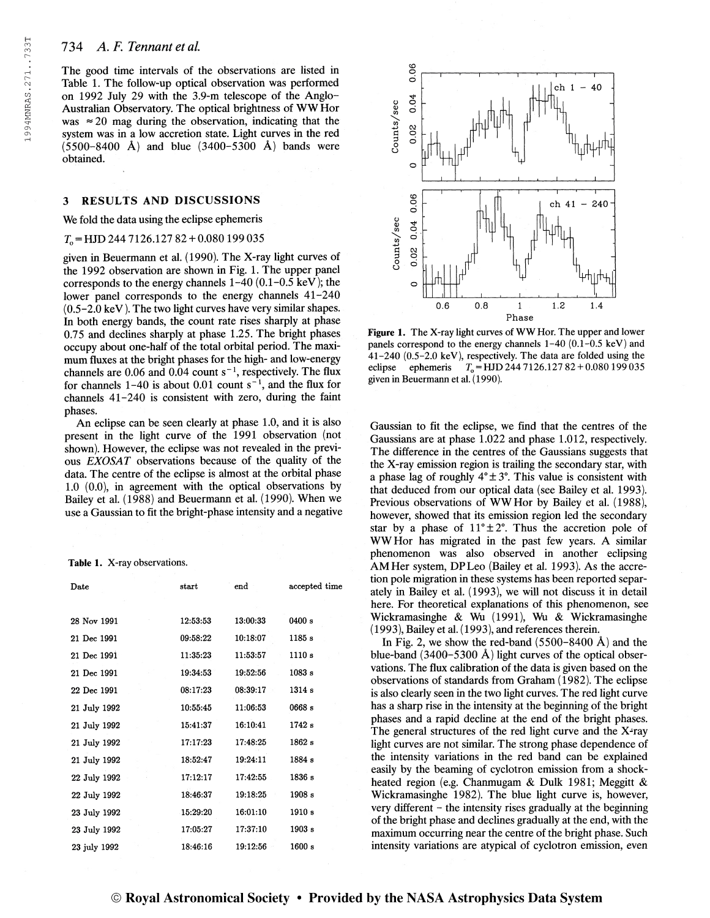The good time intervals of the observations are listed in Table 1. The follow-up optical observation was performed on 1992 July 29 with the 3.9-m telescope of the Anglo-Australian Observatory. The optical brightness of WW Hor was ≈ 20 mag during the observation, indicating that the system was in a low accretion state. Light curves in the red (5500–8400 Å) and blue (3400–5300 Å) bands were obtained.

## 3 RESULTS AND DISCUSSIONS

We fold the data using the eclipse ephemeris

$T_0$ = HJD 244 7126.127 82 + 0.080 199 035

given in Beuermann et al. (1990). The X-ray light curves of the 1992 observation are shown in Fig. 1. The upper panel corresponds to the energy channels 1–40 (0.1–0.5 keV); the lower panel corresponds to the energy channels 41–240 (0.5–2.0 keV). The two light curves have very similar shapes. In both energy bands, the count rate rises sharply at phase 0.75 and declines sharply at phase 1.25. The bright phases occupy about one-half of the total orbital period. The maximum fluxes at the bright phases for the high- and low-energy channels are 0.06 and 0.04 count $s^{-1}$, respectively. The flux for channels 1–40 is about 0.01 count $s^{-1}$, and the flux for channels 41–240 is consistent with zero, during the faint phases.

An eclipse can be seen clearly at phase 1.0, and it is also present in the light curve of the 1991 observation (not shown). However, the eclipse was not revealed in the previous *EXOSAT* observations because of the quality of the data. The centre of the eclipse is almost at the orbital phase 1.0 (0.0), in agreement with the optical observations by Bailey et al. (1988) and Beuermann et al. (1990). When we use a Gaussian to fit the bright-phase intensity and a negative Gaussian to fit the eclipse, we find that the centres of the Gaussians are at phase 1.022 and phase 1.012, respectively. The difference in the centres of the Gaussians suggests that the X-ray emission region is trailing the secondary star, with a phase lag of roughly 4° ± 3°. This value is consistent with that deduced from our optical data (see Bailey et al. 1993). Previous observations of WW Hor by Bailey et al. (1988), however, showed that its emission region led the secondary star by a phase of 11° ± 2°. Thus the accretion pole of WW Hor has migrated in the past few years. A similar phenomenon was also observed in another eclipsing AM Her system, DP Leo (Bailey et al. 1993). As the accretion pole migration in these systems has been reported separately in Bailey et al. (1993), we will not discuss it in detail here. For theoretical explanations of this phenomenon, see Wickramasinghe & Wu (1991), Wu & Wickramasinghe (1993), Bailey et al. (1993), and references therein.

**Figure 1.** The X-ray light curves of WW Hor. The upper and lower panels correspond to the energy channels 1–40 (0.1–0.5 keV) and 41–240 (0.5–2.0 keV), respectively. The data are folded using the eclipse ephemeris $T_0$ = HJD 244 7126.127 82 + 0.080 199 035 given in Beuermann et al. (1990).

**Table 1.** X-ray observations.

| Date | start | end | accepted time |
|---|---|---|---|
| 28 Nov 1991 | 12:53:53 | 13:00:33 | 0400 s |
| 21 Dec 1991 | 09:58:22 | 10:18:07 | 1185 s |
| 21 Dec 1991 | 11:35:23 | 11:53:57 | 1110 s |
| 21 Dec 1991 | 19:34:53 | 19:52:56 | 1083 s |
| 22 Dec 1991 | 08:17:23 | 08:39:17 | 1314 s |
| 21 July 1992 | 10:55:45 | 11:06:53 | 0668 s |
| 21 July 1992 | 15:41:37 | 16:10:41 | 1742 s |
| 21 July 1992 | 17:17:23 | 17:48:25 | 1862 s |
| 21 July 1992 | 18:52:47 | 19:24:11 | 1884 s |
| 22 July 1992 | 17:12:17 | 17:42:55 | 1836 s |
| 22 July 1992 | 18:46:37 | 19:18:25 | 1908 s |
| 23 July 1992 | 15:29:20 | 16:01:10 | 1910 s |
| 23 July 1992 | 17:05:27 | 17:37:10 | 1903 s |
| 23 july 1992 | 18:46:16 | 19:12:56 | 1600 s |

In Fig. 2, we show the red-band (5500–8400 Å) and the blue-band (3400–5300 Å) light curves of the optical observations. The flux calibration of the data is given based on the observations of standards from Graham (1982). The eclipse is also clearly seen in the two light curves. The red light curve has a sharp rise in the intensity at the beginning of the bright phases and a rapid decline at the end of the bright phases. The general structures of the red light curve and the X-ray light curves are not similar. The strong phase dependence of the intensity variations in the red band can be explained easily by the beaming of cyclotron emission from a shock-heated region (e.g. Chanmugam & Dulk 1981; Meggitt & Wickramasinghe 1982). The blue light curve is, however, very different – the intensity rises gradually at the beginning of the bright phase and declines gradually at the end, with the maximum occurring near the centre of the bright phase. Such intensity variations are atypical of cyclotron emission, even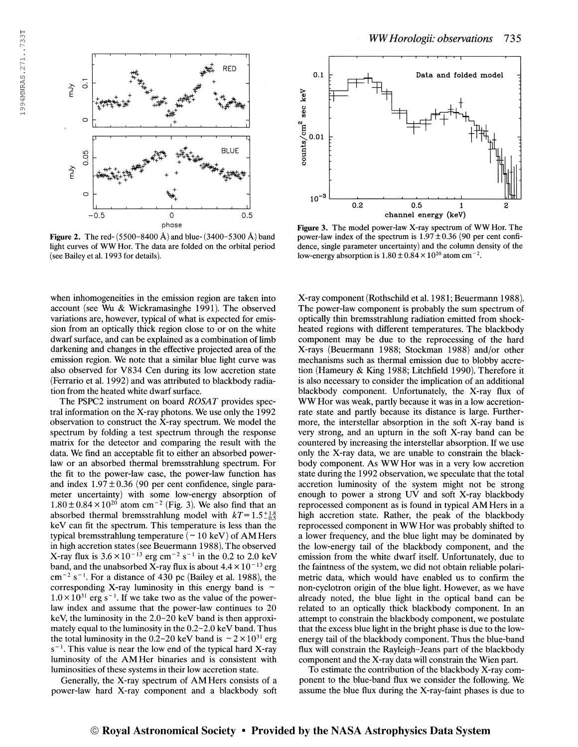Figure 2. The red- (5500–8400 Å) and blue- (3400–5300 Å) band light curves of WW Hor. The data are folded on the orbital period (see Bailey et al. 1993 for details).

Figure 3. The model power-law X-ray spectrum of WW Hor. The power-law index of the spectrum is $1.97 \pm 0.36$ (90 per cent confidence, single parameter uncertainty) and the column density of the low-energy absorption is $1.80 \pm 0.84 \times 10^{20}$ atom cm$^{-2}$.

when inhomogeneities in the emission region are taken into account (see Wu & Wickramasinghe 1991). The observed variations are, however, typical of what is expected for emission from an optically thick region close to or on the white dwarf surface, and can be explained as a combination of limb darkening and changes in the effective projected area of the emission region. We note that a similar blue light curve was also observed for V834 Cen during its low accretion state (Ferrario et al. 1992) and was attributed to blackbody radiation from the heated white dwarf surface.

The PSPC2 instrument on board *ROSAT* provides spectral information on the X-ray photons. We use only the 1992 observation to construct the X-ray spectrum. We model the spectrum by folding a test spectrum through the response matrix for the detector and comparing the result with the data. We find an acceptable fit to either an absorbed power-law or an absorbed thermal bremsstrahlung spectrum. For the fit to the power-law case, the power-law function has and index $1.97 \pm 0.36$ (90 per cent confidence, single parameter uncertainty) with some low-energy absorption of $1.80 \pm 0.84 \times 10^{20}$ atom cm$^{-2}$ (Fig. 3). We also find that an absorbed thermal bremsstrahlung model with $kT = 1.5^{+1.8}_{-0.5}$ keV can fit the spectrum. This temperature is less than the typical bremsstrahlung temperature ($\sim 10$ keV) of AM Hers in high accretion states (see Beuermann 1988). The observed X-ray flux is $3.6 \times 10^{-13}$ erg cm$^{-2}$ s$^{-1}$ in the 0.2 to 2.0 keV band, and the unabsorbed X-ray flux is about $4.4 \times 10^{-13}$ erg cm$^{-2}$ s$^{-1}$. For a distance of 430 pc (Bailey et al. 1988), the corresponding X-ray luminosity in this energy band is $\sim 1.0 \times 10^{31}$ erg s$^{-1}$. If we take two as the value of the power-law index and assume that the power-law continues to 20 keV, the luminosity in the 2.0–20 keV band is then approximately equal to the luminosity in the 0.2–2.0 keV band. Thus the total luminosity in the 0.2–20 keV band is $\sim 2 \times 10^{31}$ erg s$^{-1}$. This value is near the low end of the typical hard X-ray luminosity of the AM Her binaries and is consistent with luminosities of these systems in their low accretion state.

Generally, the X-ray spectrum of AM Hers consists of a power-law hard X-ray component and a blackbody soft X-ray component (Rothschild et al. 1981; Beuermann 1988). The power-law component is probably the sum spectrum of optically thin bremsstrahlung radiation emitted from shock-heated regions with different temperatures. The blackbody component may be due to the reprocessing of the hard X-rays (Beuermann 1988; Stockman 1988) and/or other mechanisms such as thermal emission due to blobby accretion (Hameury & King 1988; Litchfield 1990). Therefore it is also necessary to consider the implication of an additional blackbody component. Unfortunately, the X-ray flux of WW Hor was weak, partly because it was in a low accretion-rate state and partly because its distance is large. Furthermore, the interstellar absorption in the soft X-ray band is very strong, and an upturn in the soft X-ray band can be countered by increasing the interstellar absorption. If we use only the X-ray data, we are unable to constrain the blackbody component. As WW Hor was in a very low accretion state during the 1992 observation, we speculate that the total accretion luminosity of the system might not be strong enough to power a strong UV and soft X-ray blackbody reprocessed component as is found in typical AM Hers in a high accretion state. Rather, the peak of the blackbody reprocessed component in WW Hor was probably shifted to a lower frequency, and the blue light may be dominated by the low-energy tail of the blackbody component, and the emission from the white dwarf itself. Unfortunately, due to the faintness of the system, we did not obtain reliable polarimetric data, which would have enabled us to confirm the non-cyclotron origin of the blue light. However, as we have already noted, the blue light in the optical band can be related to an optically thick blackbody component. In an attempt to constrain the blackbody component, we postulate that the excess blue light in the bright phase is due to the low-energy tail of the blackbody component. Thus the blue-band flux will constrain the Rayleigh–Jeans part of the blackbody component and the X-ray data will constrain the Wien part.

To estimate the contribution of the blackbody X-ray component to the blue-band flux we consider the following. We assume the blue flux during the X-ray-faint phases is due to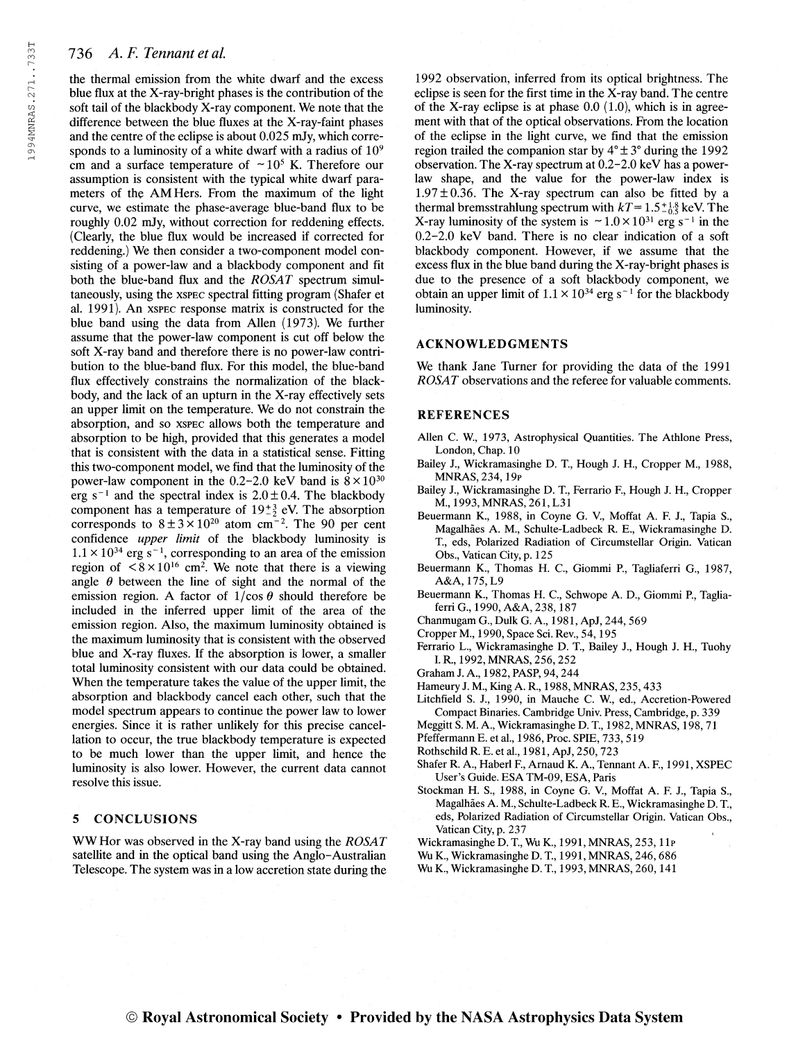the thermal emission from the white dwarf and the excess blue flux at the X-ray-bright phases is the contribution of the soft tail of the blackbody X-ray component. We note that the difference between the blue fluxes at the X-ray-faint phases and the centre of the eclipse is about 0.025 mJy, which corresponds to a luminosity of a white dwarf with a radius of $10^9$ cm and a surface temperature of $\sim 10^5$ K. Therefore our assumption is consistent with the typical white dwarf parameters of the AM Hers. From the maximum of the light curve, we estimate the phase-average blue-band flux to be roughly 0.02 mJy, without correction for reddening effects. (Clearly, the blue flux would be increased if corrected for reddening.) We then consider a two-component model consisting of a power-law and a blackbody component and fit both the blue-band flux and the *ROSAT* spectrum simultaneously, using the XSPEC spectral fitting program (Shafer et al. 1991). An XSPEC response matrix is constructed for the blue band using the data from Allen (1973). We further assume that the power-law component is cut off below the soft X-ray band and therefore there is no power-law contribution to the blue-band flux. For this model, the blue-band flux effectively constrains the normalization of the blackbody, and the lack of an upturn in the X-ray effectively sets an upper limit on the temperature. We do not constrain the absorption, and so XSPEC allows both the temperature and absorption to be high, provided that this generates a model that is consistent with the data in a statistical sense. Fitting this two-component model, we find that the luminosity of the power-law component in the 0.2–2.0 keV band is $8 \times 10^{30}$ erg s$^{-1}$ and the spectral index is $2.0 \pm 0.4$. The blackbody component has a temperature of $19^{+3}_{-2}$ eV. The absorption corresponds to $8 \pm 3 \times 10^{20}$ atom cm$^{-2}$. The 90 per cent confidence *upper limit* of the blackbody luminosity is $1.1 \times 10^{34}$ erg s$^{-1}$, corresponding to an area of the emission region of $< 8 \times 10^{16}$ cm$^2$. We note that there is a viewing angle $\theta$ between the line of sight and the normal of the emission region. A factor of $1/\cos\theta$ should therefore be included in the inferred upper limit of the area of the emission region. Also, the maximum luminosity obtained is the maximum luminosity that is consistent with the observed blue and X-ray fluxes. If the absorption is lower, a smaller total luminosity consistent with our data could be obtained. When the temperature takes the value of the upper limit, the absorption and blackbody cancel each other, such that the model spectrum appears to continue the power law to lower energies. Since it is rather unlikely for this precise cancellation to occur, the true blackbody temperature is expected to be much lower than the upper limit, and hence the luminosity is also lower. However, the current data cannot resolve this issue.

## 5 CONCLUSIONS

WW Hor was observed in the X-ray band using the *ROSAT* satellite and in the optical band using the Anglo-Australian Telescope. The system was in a low accretion state during the 1992 observation, inferred from its optical brightness. The eclipse is seen for the first time in the X-ray band. The centre of the X-ray eclipse is at phase 0.0 (1.0), which is in agreement with that of the optical observations. From the location of the eclipse in the light curve, we find that the emission region trailed the companion star by $4° \pm 3°$ during the 1992 observation. The X-ray spectrum at 0.2–2.0 keV has a power-law shape, and the value for the power-law index is $1.97 \pm 0.36$. The X-ray spectrum can also be fitted by a thermal bremsstrahlung spectrum with $kT = 1.5^{+1.8}_{-0.5}$ keV. The X-ray luminosity of the system is $\sim 1.0 \times 10^{31}$ erg s$^{-1}$ in the 0.2–2.0 keV band. There is no clear indication of a soft blackbody component. However, if we assume that the excess flux in the blue band during the X-ray-bright phases is due to the presence of a soft blackbody component, we obtain an upper limit of $1.1 \times 10^{34}$ erg s$^{-1}$ for the blackbody luminosity.

## ACKNOWLEDGMENTS

We thank Jane Turner for providing the data of the 1991 *ROSAT* observations and the referee for valuable comments.

## REFERENCES

Allen C. W., 1973, Astrophysical Quantities. The Athlone Press, London, Chap. 10

Bailey J., Wickramasinghe D. T., Hough J. H., Cropper M., 1988, MNRAS, 234, 19P

Bailey J., Wickramasinghe D. T., Ferrario F., Hough J. H., Cropper M., 1993, MNRAS, 261, L31

Beuermann K., 1988, in Coyne G. V., Moffat A. F. J., Tapia S., Magalhães A. M., Schulte-Ladbeck R. E., Wickramasinghe D. T., eds, Polarized Radiation of Circumstellar Origin. Vatican Obs., Vatican City, p. 125

Beuermann K., Thomas H. C., Giommi P., Tagliaferri G., 1987, A&A, 175, L9

Beuermann K., Thomas H. C., Schwope A. D., Giommi P., Tagliaferri G., 1990, A&A, 238, 187

Chanmugam G., Dulk G. A., 1981, ApJ, 244, 569

Cropper M., 1990, Space Sci. Rev., 54, 195

Ferrario L., Wickramasinghe D. T., Bailey J., Hough J. H., Tuohy I. R., 1992, MNRAS, 256, 252

Graham J. A., 1982, PASP, 94, 244

Hameury J. M., King A. R., 1988, MNRAS, 235, 433

Litchfield S. J., 1990, in Mauche C. W., ed., Accretion-Powered Compact Binaries. Cambridge Univ. Press, Cambridge, p. 339

Meggitt S. M. A., Wickramasinghe D. T., 1982, MNRAS, 198, 71

Pfeffermann E. et al., 1986, Proc. SPIE, 733, 519

Rothschild R. E. et al., 1981, ApJ, 250, 723

Shafer R. A., Haberl F., Arnaud K. A., Tennant A. F., 1991, XSPEC User's Guide. ESA TM-09, ESA, Paris

Stockman H. S., 1988, in Coyne G. V., Moffat A. F. J., Tapia S., Magalhães A. M., Schulte-Ladbeck R. E., Wickramasinghe D. T., eds, Polarized Radiation of Circumstellar Origin. Vatican Obs., Vatican City, p. 237

Wickramasinghe D. T., Wu K., 1991, MNRAS, 253, 11P

Wu K., Wickramasinghe D. T., 1991, MNRAS, 246, 686

Wu K., Wickramasinghe D. T., 1993, MNRAS, 260, 141